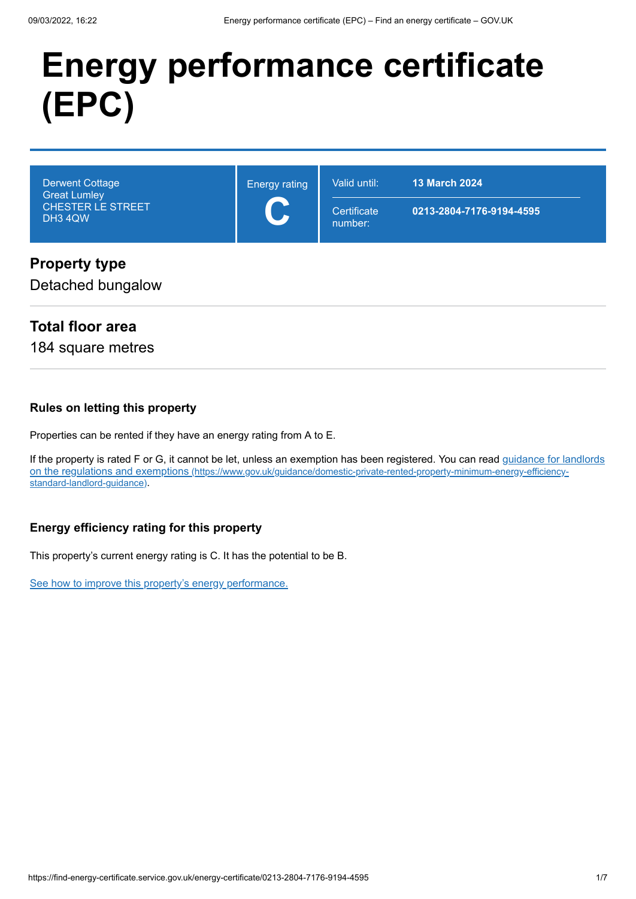# Energy performance certificate (EPC)

| | | |
|---|---|---|
| Derwent Cottage<br>Great Lumley<br>CHESTER LE STREET<br>DH3 4QW | Energy rating<br>**C** | Valid until: **13 March 2024**<br>Certificate number: **0213-2804-7176-9194-4595** |

## Property type

Detached bungalow

## Total floor area

184 square metres

### Rules on letting this property

Properties can be rented if they have an energy rating from A to E.

If the property is rated F or G, it cannot be let, unless an exemption has been registered. You can read [guidance for landlords on the regulations and exemptions (https://www.gov.uk/guidance/domestic-private-rented-property-minimum-energy-efficiency-standard-landlord-guidance)](https://www.gov.uk/guidance/domestic-private-rented-property-minimum-energy-efficiency-standard-landlord-guidance).

### Energy efficiency rating for this property

This property's current energy rating is C. It has the potential to be B.

See how to improve this property's energy performance.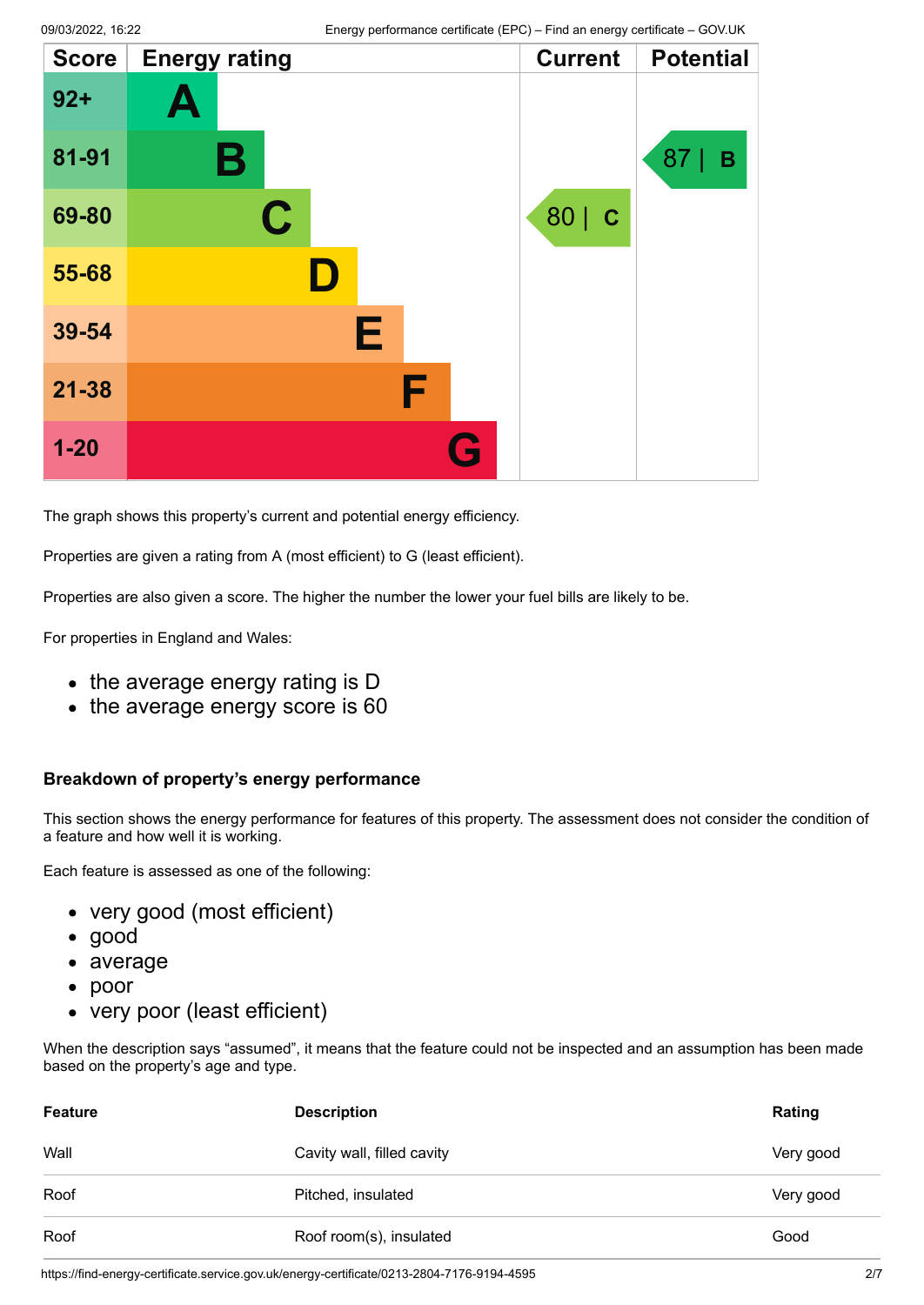| Score | Energy rating | Current | Potential |
|---|---|---|---|
| 92+ | A | | |
| 81-91 | B | | 87 \| B |
| 69-80 | C | 80 \| C | |
| 55-68 | D | | |
| 39-54 | E | | |
| 21-38 | F | | |
| 1-20 | G | | |

The graph shows this property's current and potential energy efficiency.

Properties are given a rating from A (most efficient) to G (least efficient).

Properties are also given a score. The higher the number the lower your fuel bills are likely to be.

For properties in England and Wales:

- the average energy rating is D
- the average energy score is 60

### Breakdown of property's energy performance

This section shows the energy performance for features of this property. The assessment does not consider the condition of a feature and how well it is working.

Each feature is assessed as one of the following:

- very good (most efficient)
- good
- average
- poor
- very poor (least efficient)

When the description says "assumed", it means that the feature could not be inspected and an assumption has been made based on the property's age and type.

| Feature | Description | Rating |
|---|---|---|
| Wall | Cavity wall, filled cavity | Very good |
| Roof | Pitched, insulated | Very good |
| Roof | Roof room(s), insulated | Good |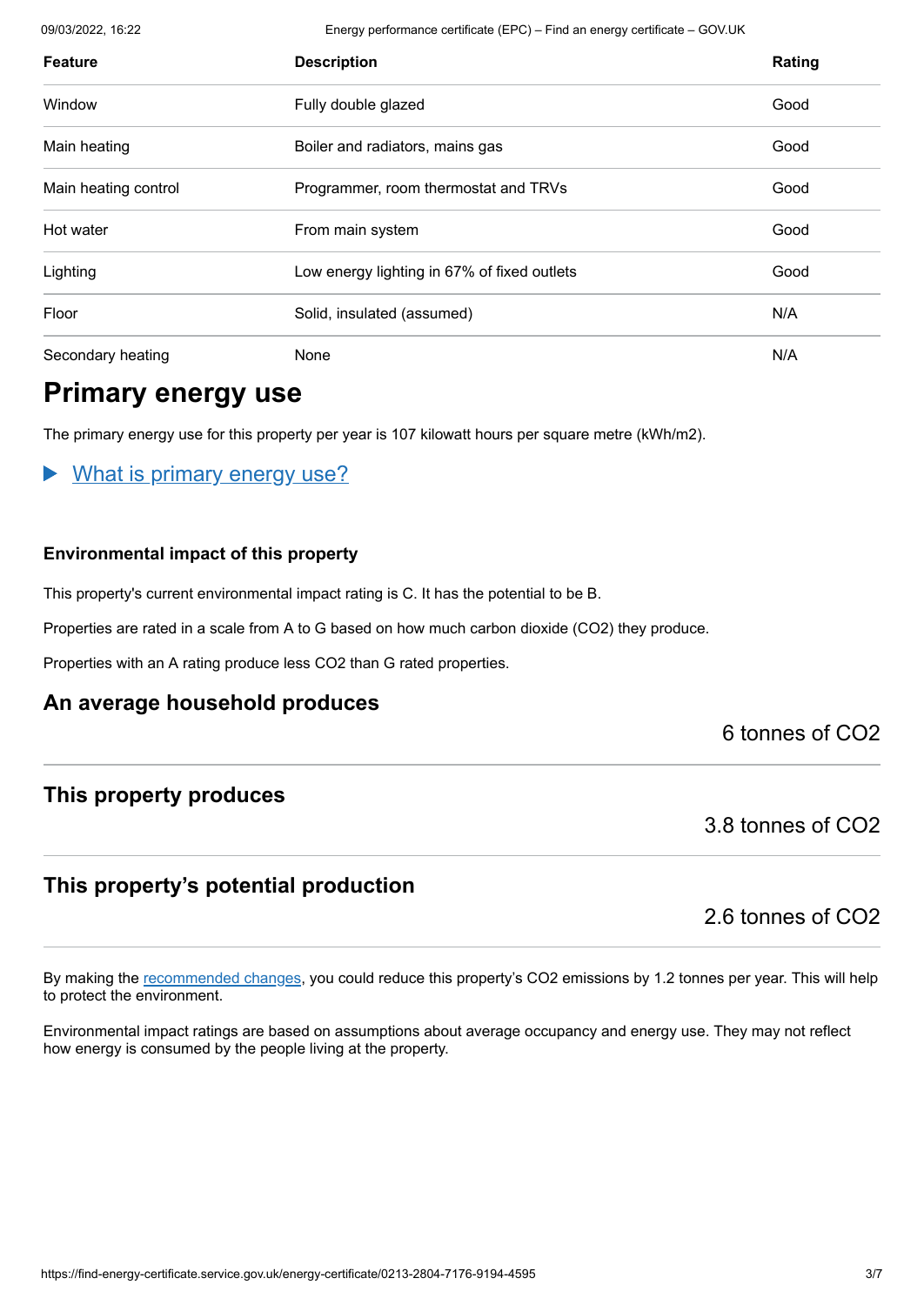| Feature | Description | Rating |
|---|---|---|
| Window | Fully double glazed | Good |
| Main heating | Boiler and radiators, mains gas | Good |
| Main heating control | Programmer, room thermostat and TRVs | Good |
| Hot water | From main system | Good |
| Lighting | Low energy lighting in 67% of fixed outlets | Good |
| Floor | Solid, insulated (assumed) | N/A |
| Secondary heating | None | N/A |

## Primary energy use

The primary energy use for this property per year is 107 kilowatt hours per square metre (kWh/m2).

▶ What is primary energy use?

### Environmental impact of this property

This property's current environmental impact rating is C. It has the potential to be B.

Properties are rated in a scale from A to G based on how much carbon dioxide ($CO_2$) they produce.

Properties with an A rating produce less $CO_2$ than G rated properties.

### An average household produces

6 tonnes of $CO_2$

### This property produces

3.8 tonnes of $CO_2$

### This property's potential production

2.6 tonnes of $CO_2$

By making the recommended changes, you could reduce this property's $CO_2$ emissions by 1.2 tonnes per year. This will help to protect the environment.

Environmental impact ratings are based on assumptions about average occupancy and energy use. They may not reflect how energy is consumed by the people living at the property.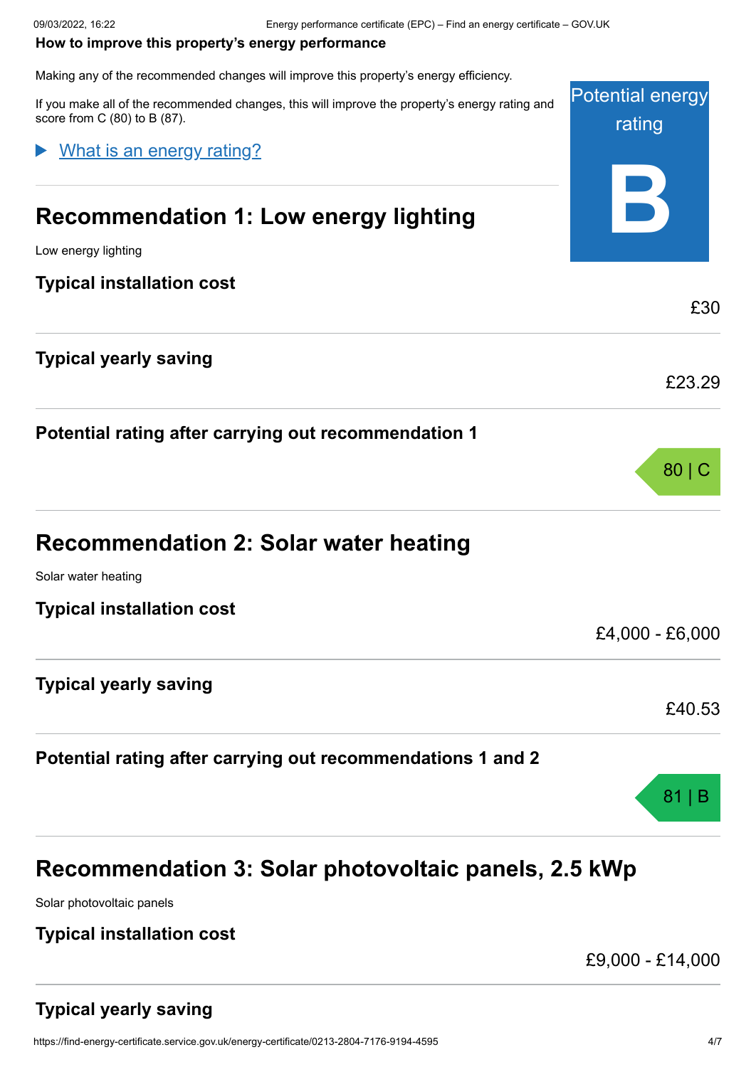### How to improve this property's energy performance

Making any of the recommended changes will improve this property's energy efficiency.

If you make all of the recommended changes, this will improve the property's energy rating and score from C (80) to B (87).

Potential energy rating

**B**

▶ What is an energy rating?

## Recommendation 1: Low energy lighting

Low energy lighting

### Typical installation cost

£30

### Typical yearly saving

£23.29

### Potential rating after carrying out recommendation 1

80 | C

## Recommendation 2: Solar water heating

Solar water heating

### Typical installation cost

£4,000 - £6,000

### Typical yearly saving

£40.53

### Potential rating after carrying out recommendations 1 and 2

81 | B

## Recommendation 3: Solar photovoltaic panels, 2.5 kWp

Solar photovoltaic panels

### Typical installation cost

£9,000 - £14,000

### Typical yearly saving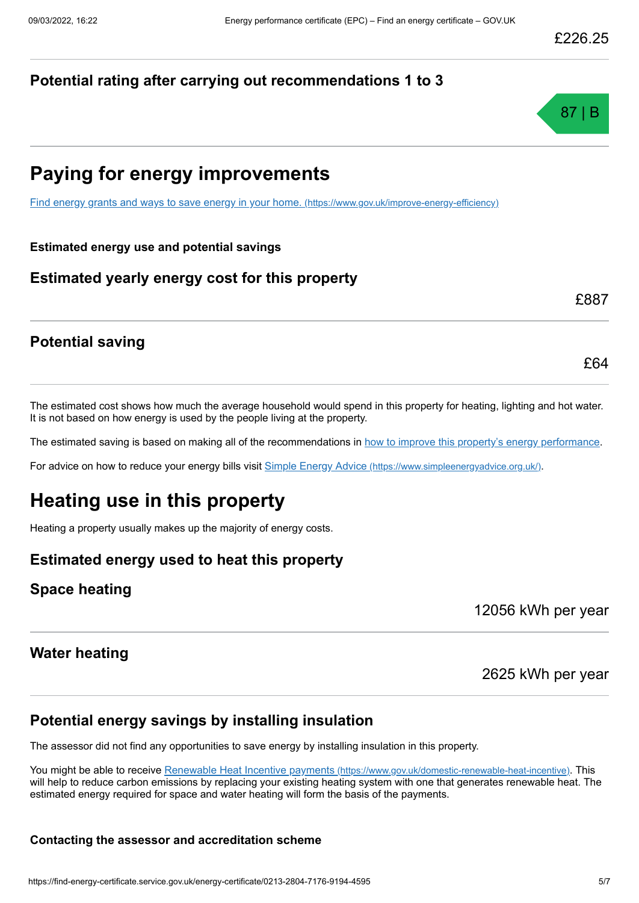£226.25

### Potential rating after carrying out recommendations 1 to 3

87 | B

## Paying for energy improvements

[Find energy grants and ways to save energy in your home. (https://www.gov.uk/improve-energy-efficiency)](https://www.gov.uk/improve-energy-efficiency)

**Estimated energy use and potential savings**

### Estimated yearly energy cost for this property

£887

### Potential saving

£64

The estimated cost shows how much the average household would spend in this property for heating, lighting and hot water. It is not based on how energy is used by the people living at the property.

The estimated saving is based on making all of the recommendations in how to improve this property's energy performance.

For advice on how to reduce your energy bills visit [Simple Energy Advice (https://www.simpleenergyadvice.org.uk/)](https://www.simpleenergyadvice.org.uk/).

## Heating use in this property

Heating a property usually makes up the majority of energy costs.

### Estimated energy used to heat this property

### Space heating

12056 kWh per year

### Water heating

2625 kWh per year

### Potential energy savings by installing insulation

The assessor did not find any opportunities to save energy by installing insulation in this property.

You might be able to receive [Renewable Heat Incentive payments (https://www.gov.uk/domestic-renewable-heat-incentive)](https://www.gov.uk/domestic-renewable-heat-incentive). This will help to reduce carbon emissions by replacing your existing heating system with one that generates renewable heat. The estimated energy required for space and water heating will form the basis of the payments.

**Contacting the assessor and accreditation scheme**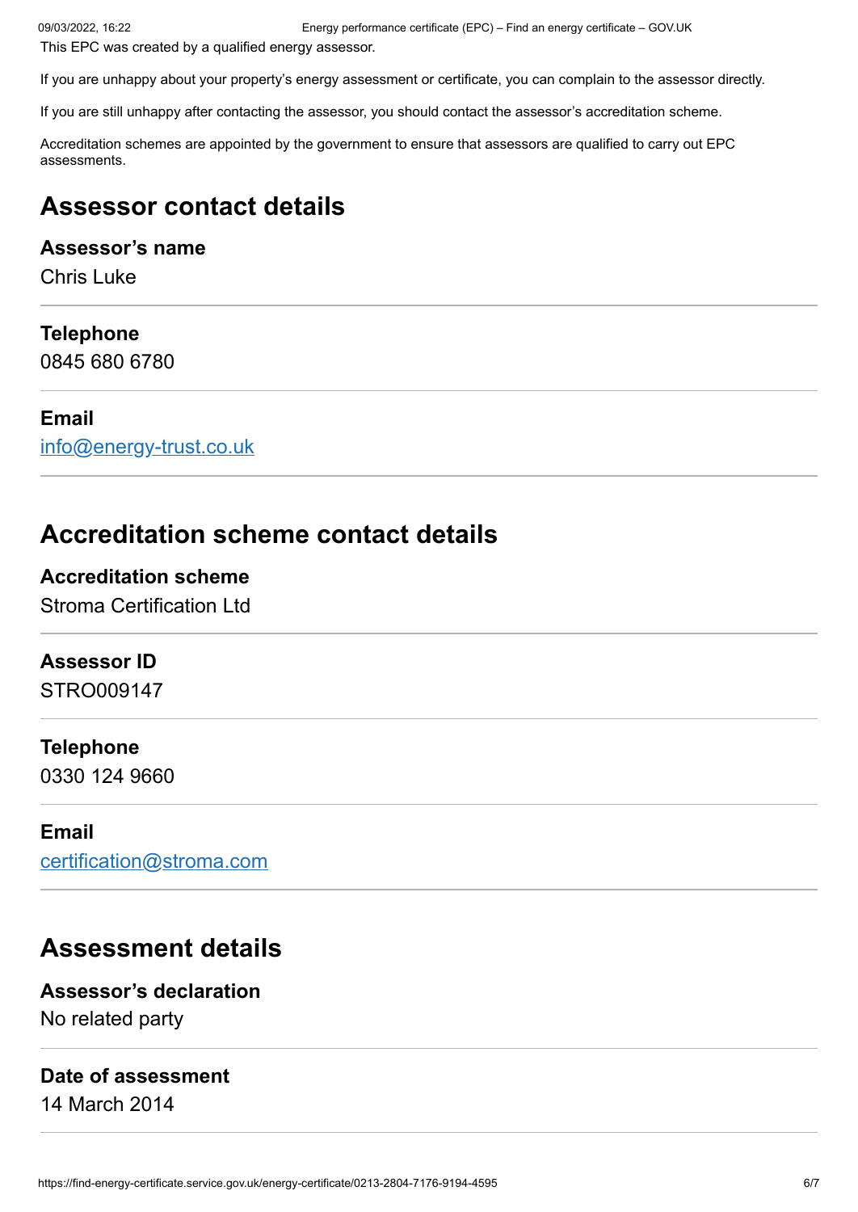This EPC was created by a qualified energy assessor.

If you are unhappy about your property's energy assessment or certificate, you can complain to the assessor directly.

If you are still unhappy after contacting the assessor, you should contact the assessor's accreditation scheme.

Accreditation schemes are appointed by the government to ensure that assessors are qualified to carry out EPC assessments.

## Assessor contact details

### Assessor's name

Chris Luke

### Telephone

0845 680 6780

### Email

info@energy-trust.co.uk

## Accreditation scheme contact details

### Accreditation scheme

Stroma Certification Ltd

### Assessor ID

STRO009147

### Telephone

0330 124 9660

### Email

certification@stroma.com

## Assessment details

### Assessor's declaration

No related party

### Date of assessment

14 March 2014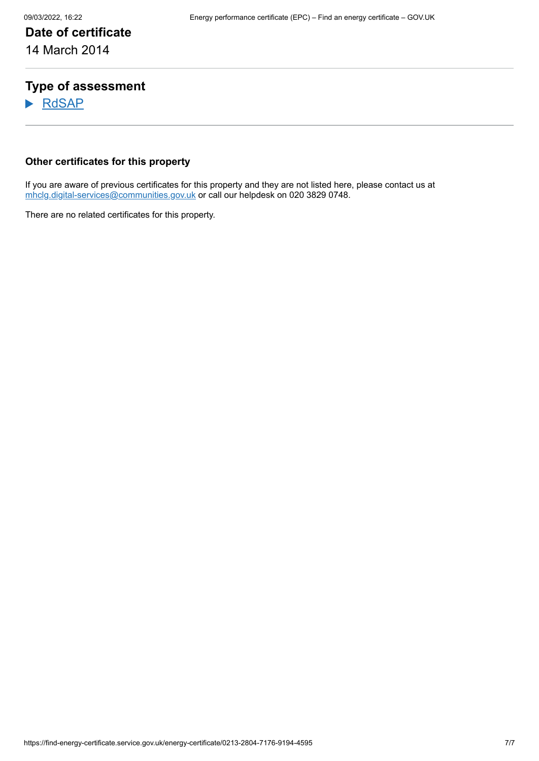## Date of certificate

14 March 2014

## Type of assessment

▶ RdSAP

### Other certificates for this property

If you are aware of previous certificates for this property and they are not listed here, please contact us at mhclg.digital-services@communities.gov.uk or call our helpdesk on 020 3829 0748.

There are no related certificates for this property.